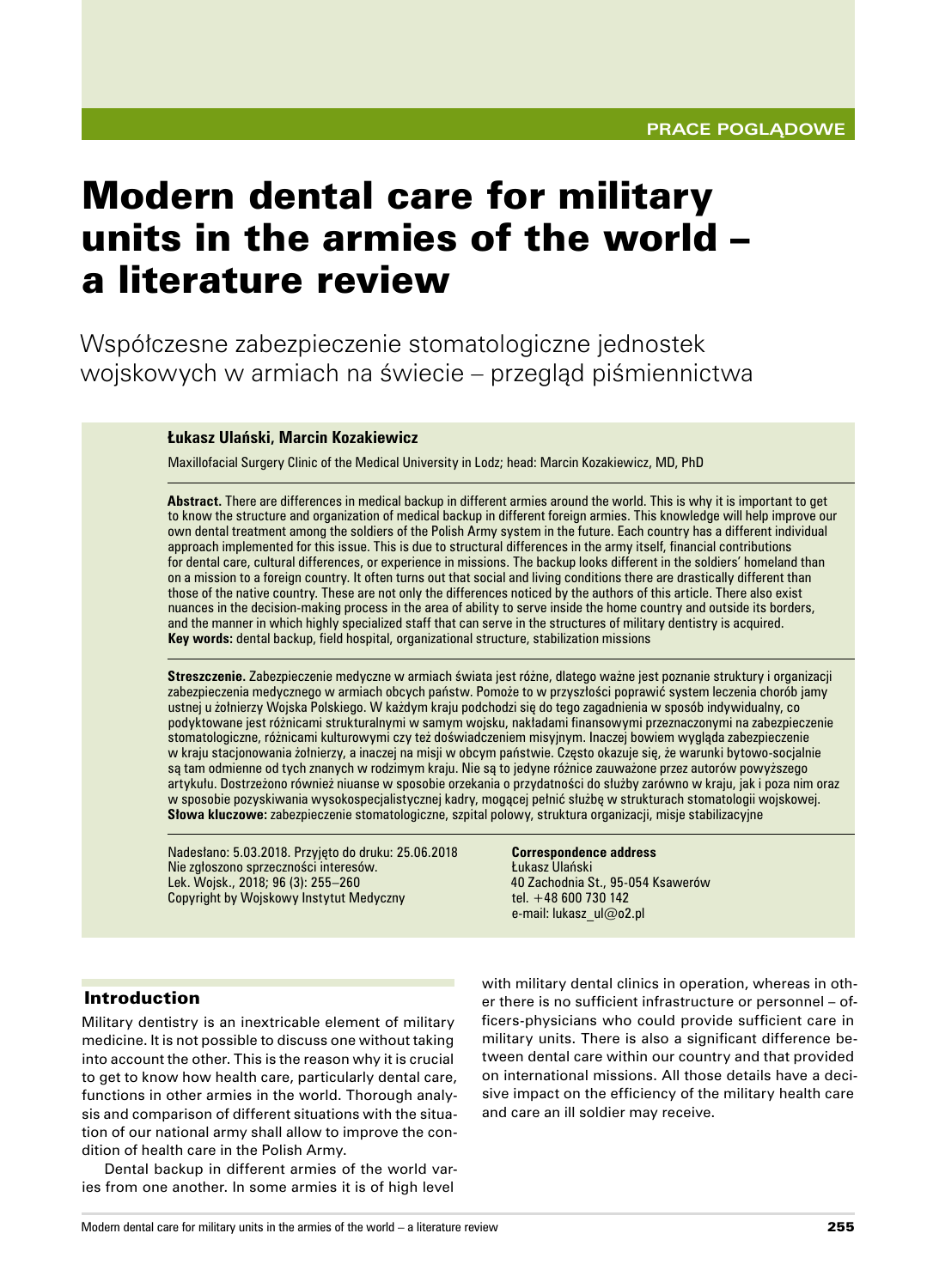PRACE POGLĄDOWE

# Modern dental care for military units in the armies of the world – a literature review

## Współczesne zabezpieczenie stomatologiczne jednostek wojskowych w armiach na świecie – przegląd piśmiennictwa

**Łukasz Ulański, Marcin Kozakiewicz**

Maxillofacial Surgery Clinic of the Medical University in Lodz; head: Marcin Kozakiewicz, MD, PhD

**Abstract.** There are differences in medical backup in different armies around the world. This is why it is important to get to know the structure and organization of medical backup in different foreign armies. This knowledge will help improve our own dental treatment among the soldiers of the Polish Army system in the future. Each country has a different individual approach implemented for this issue. This is due to structural differences in the army itself, financial contributions for dental care, cultural differences, or experience in missions. The backup looks different in the soldiers' homeland than on a mission to a foreign country. It often turns out that social and living conditions there are drastically different than those of the native country. These are not only the differences noticed by the authors of this article. There also exist nuances in the decision-making process in the area of ability to serve inside the home country and outside its borders, and the manner in which highly specialized staff that can serve in the structures of military dentistry is acquired.
**Key words:** dental backup, field hospital, organizational structure, stabilization missions

**Streszczenie.** Zabezpieczenie medyczne w armiach świata jest różne, dlatego ważne jest poznanie struktury i organizacji zabezpieczenia medycznego w armiach obcych państw. Pomoże to w przyszłości poprawić system leczenia chorób jamy ustnej u żołnierzy Wojska Polskiego. W każdym kraju podchodzi się do tego zagadnienia w sposób indywidualny, co podyktowane jest różnicami strukturalnymi w samym wojsku, nakładami finansowymi przeznaczonymi na zabezpieczenie stomatologiczne, różnicami kulturowymi czy też doświadczeniem misyjnym. Inaczej bowiem wygląda zabezpieczenie w kraju stacjonowania żołnierzy, a inaczej na misji w obcym państwie. Często okazuje się, że warunki bytowo-socjalne są tam odmienne od tych znanych w rodzimym kraju. Nie są to jedyne różnice zauważone przez autorów powyższego artykułu. Dostrzeżono również niuanse w sposobie orzekania o przydatności do służby zarówno w kraju, jak i poza nim oraz w sposobie pozyskiwania wysokospecjalistycznej kadry, mogącej pełnić służbę w strukturach stomatologii wojskowej.
**Słowa kluczowe:** zabezpieczenie stomatologiczne, szpital polowy, struktura organizacji, misje stabilizacyjne

Nadesłano: 5.03.2018. Przyjęto do druku: 25.06.2018
Nie zgłoszono sprzeczności interesów.
Lek. Wojsk., 2018; 96 (3): 255–260
Copyright by Wojskowy Instytut Medyczny

**Correspondence address**
Łukasz Ulański
40 Zachodnia St., 95-054 Ksawerów
tel. +48 600 730 142
e-mail: lukasz_ul@o2.pl

## Introduction

Military dentistry is an inextricable element of military medicine. It is not possible to discuss one without taking into account the other. This is the reason why it is crucial to get to know how health care, particularly dental care, functions in other armies in the world. Thorough analysis and comparison of different situations with the situation of our national army shall allow to improve the condition of health care in the Polish Army.

Dental backup in different armies of the world varies from one another. In some armies it is of high level with military dental clinics in operation, whereas in other there is no sufficient infrastructure or personnel – officers-physicians who could provide sufficient care in military units. There is also a significant difference between dental care within our country and that provided on international missions. All those details have a decisive impact on the efficiency of the military health care and care an ill soldier may receive.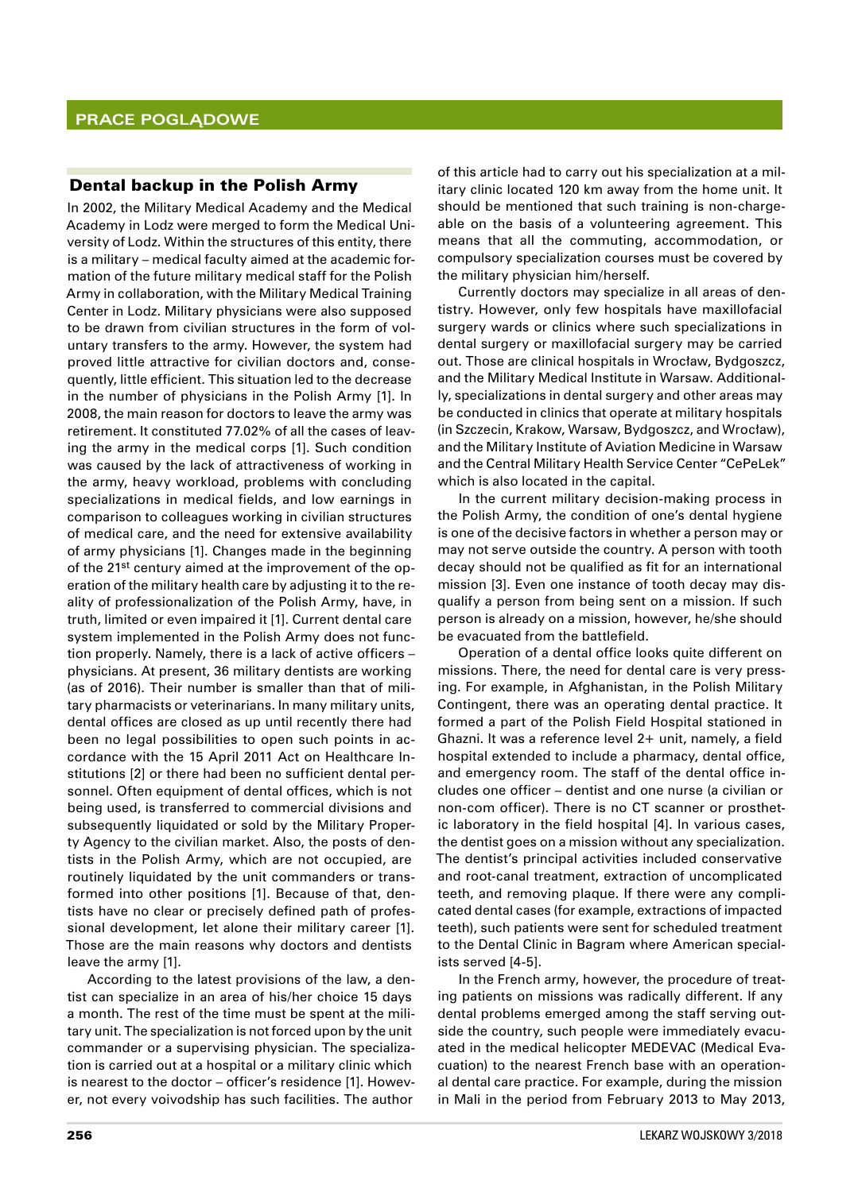## Dental backup in the Polish Army

In 2002, the Military Medical Academy and the Medical Academy in Lodz were merged to form the Medical University of Lodz. Within the structures of this entity, there is a military – medical faculty aimed at the academic formation of the future military medical staff for the Polish Army in collaboration, with the Military Medical Training Center in Lodz. Military physicians were also supposed to be drawn from civilian structures in the form of voluntary transfers to the army. However, the system had proved little attractive for civilian doctors and, consequently, little efficient. This situation led to the decrease in the number of physicians in the Polish Army [1]. In 2008, the main reason for doctors to leave the army was retirement. It constituted 77.02% of all the cases of leaving the army in the medical corps [1]. Such condition was caused by the lack of attractiveness of working in the army, heavy workload, problems with concluding specializations in medical fields, and low earnings in comparison to colleagues working in civilian structures of medical care, and the need for extensive availability of army physicians [1]. Changes made in the beginning of the 21st century aimed at the improvement of the operation of the military health care by adjusting it to the reality of professionalization of the Polish Army, have, in truth, limited or even impaired it [1]. Current dental care system implemented in the Polish Army does not function properly. Namely, there is a lack of active officers – physicians. At present, 36 military dentists are working (as of 2016). Their number is smaller than that of military pharmacists or veterinarians. In many military units, dental offices are closed as up until recently there had been no legal possibilities to open such points in accordance with the 15 April 2011 Act on Healthcare Institutions [2] or there had been no sufficient dental personnel. Often equipment of dental offices, which is not being used, is transferred to commercial divisions and subsequently liquidated or sold by the Military Property Agency to the civilian market. Also, the posts of dentists in the Polish Army, which are not occupied, are routinely liquidated by the unit commanders or transformed into other positions [1]. Because of that, dentists have no clear or precisely defined path of professional development, let alone their military career [1]. Those are the main reasons why doctors and dentists leave the army [1].

According to the latest provisions of the law, a dentist can specialize in an area of his/her choice 15 days a month. The rest of the time must be spent at the military unit. The specialization is not forced upon by the unit commander or a supervising physician. The specialization is carried out at a hospital or a military clinic which is nearest to the doctor – officer's residence [1]. However, not every voivodship has such facilities. The author of this article had to carry out his specialization at a military clinic located 120 km away from the home unit. It should be mentioned that such training is non-chargeable on the basis of a volunteering agreement. This means that all the commuting, accommodation, or compulsory specialization courses must be covered by the military physician him/herself.

Currently doctors may specialize in all areas of dentistry. However, only few hospitals have maxillofacial surgery wards or clinics where such specializations in dental surgery or maxillofacial surgery may be carried out. Those are clinical hospitals in Wrocław, Bydgoszcz, and the Military Medical Institute in Warsaw. Additionally, specializations in dental surgery and other areas may be conducted in clinics that operate at military hospitals (in Szczecin, Krakow, Warsaw, Bydgoszcz, and Wrocław), and the Military Institute of Aviation Medicine in Warsaw and the Central Military Health Service Center "CePeLek" which is also located in the capital.

In the current military decision-making process in the Polish Army, the condition of one's dental hygiene is one of the decisive factors in whether a person may or may not serve outside the country. A person with tooth decay should not be qualified as fit for an international mission [3]. Even one instance of tooth decay may disqualify a person from being sent on a mission. If such person is already on a mission, however, he/she should be evacuated from the battlefield.

Operation of a dental office looks quite different on missions. There, the need for dental care is very pressing. For example, in Afghanistan, in the Polish Military Contingent, there was an operating dental practice. It formed a part of the Polish Field Hospital stationed in Ghazni. It was a reference level 2+ unit, namely, a field hospital extended to include a pharmacy, dental office, and emergency room. The staff of the dental office includes one officer – dentist and one nurse (a civilian or non-com officer). There is no CT scanner or prosthetic laboratory in the field hospital [4]. In various cases, the dentist goes on a mission without any specialization. The dentist's principal activities included conservative and root-canal treatment, extraction of uncomplicated teeth, and removing plaque. If there were any complicated dental cases (for example, extractions of impacted teeth), such patients were sent for scheduled treatment to the Dental Clinic in Bagram where American specialists served [4-5].

In the French army, however, the procedure of treating patients on missions was radically different. If any dental problems emerged among the staff serving outside the country, such people were immediately evacuated in the medical helicopter MEDEVAC (Medical Evacuation) to the nearest French base with an operational dental care practice. For example, during the mission in Mali in the period from February 2013 to May 2013,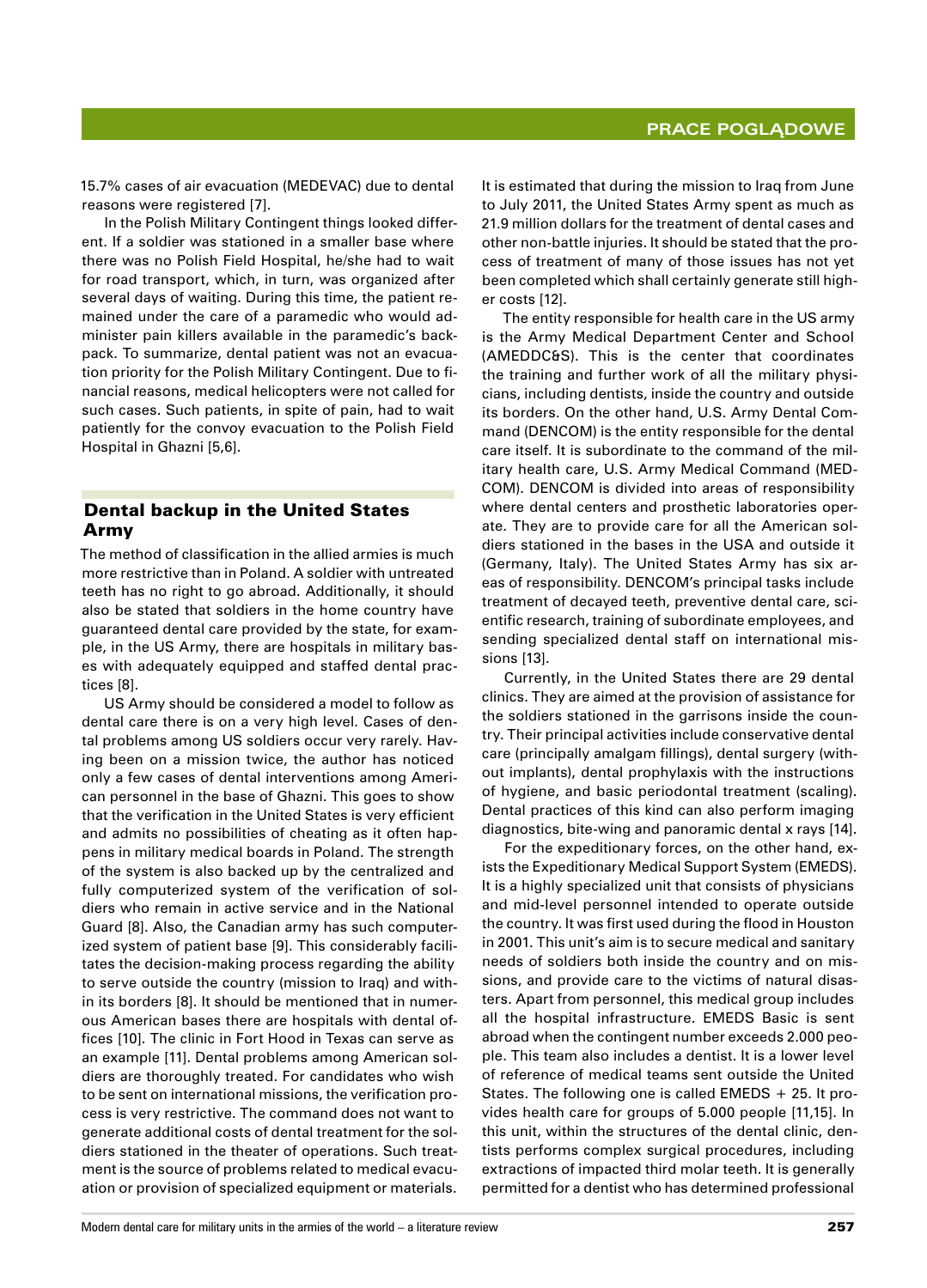15.7% cases of air evacuation (MEDEVAC) due to dental reasons were registered [7].

In the Polish Military Contingent things looked different. If a soldier was stationed in a smaller base where there was no Polish Field Hospital, he/she had to wait for road transport, which, in turn, was organized after several days of waiting. During this time, the patient remained under the care of a paramedic who would administer pain killers available in the paramedic's backpack. To summarize, dental patient was not an evacuation priority for the Polish Military Contingent. Due to financial reasons, medical helicopters were not called for such cases. Such patients, in spite of pain, had to wait patiently for the convoy evacuation to the Polish Field Hospital in Ghazni [5,6].

## Dental backup in the United States Army

The method of classification in the allied armies is much more restrictive than in Poland. A soldier with untreated teeth has no right to go abroad. Additionally, it should also be stated that soldiers in the home country have guaranteed dental care provided by the state, for example, in the US Army, there are hospitals in military bases with adequately equipped and staffed dental practices [8].

US Army should be considered a model to follow as dental care there is on a very high level. Cases of dental problems among US soldiers occur very rarely. Having been on a mission twice, the author has noticed only a few cases of dental interventions among American personnel in the base of Ghazni. This goes to show that the verification in the United States is very efficient and admits no possibilities of cheating as it often happens in military medical boards in Poland. The strength of the system is also backed up by the centralized and fully computerized system of the verification of soldiers who remain in active service and in the National Guard [8]. Also, the Canadian army has such computerized system of patient base [9]. This considerably facilitates the decision-making process regarding the ability to serve outside the country (mission to Iraq) and within its borders [8]. It should be mentioned that in numerous American bases there are hospitals with dental offices [10]. The clinic in Fort Hood in Texas can serve as an example [11]. Dental problems among American soldiers are thoroughly treated. For candidates who wish to be sent on international missions, the verification process is very restrictive. The command does not want to generate additional costs of dental treatment for the soldiers stationed in the theater of operations. Such treatment is the source of problems related to medical evacuation or provision of specialized equipment or materials. It is estimated that during the mission to Iraq from June to July 2011, the United States Army spent as much as 21.9 million dollars for the treatment of dental cases and other non-battle injuries. It should be stated that the process of treatment of many of those issues has not yet been completed which shall certainly generate still higher costs [12].

The entity responsible for health care in the US army is the Army Medical Department Center and School (AMEDDC&S). This is the center that coordinates the training and further work of all the military physicians, including dentists, inside the country and outside its borders. On the other hand, U.S. Army Dental Command (DENCOM) is the entity responsible for the dental care itself. It is subordinate to the command of the military health care, U.S. Army Medical Command (MEDCOM). DENCOM is divided into areas of responsibility where dental centers and prosthetic laboratories operate. They are to provide care for all the American soldiers stationed in the bases in the USA and outside it (Germany, Italy). The United States Army has six areas of responsibility. DENCOM's principal tasks include treatment of decayed teeth, preventive dental care, scientific research, training of subordinate employees, and sending specialized dental staff on international missions [13].

Currently, in the United States there are 29 dental clinics. They are aimed at the provision of assistance for the soldiers stationed in the garrisons inside the country. Their principal activities include conservative dental care (principally amalgam fillings), dental surgery (without implants), dental prophylaxis with the instructions of hygiene, and basic periodontal treatment (scaling). Dental practices of this kind can also perform imaging diagnostics, bite-wing and panoramic dental x rays [14].

For the expeditionary forces, on the other hand, exists the Expeditionary Medical Support System (EMEDS). It is a highly specialized unit that consists of physicians and mid-level personnel intended to operate outside the country. It was first used during the flood in Houston in 2001. This unit's aim is to secure medical and sanitary needs of soldiers both inside the country and on missions, and provide care to the victims of natural disasters. Apart from personnel, this medical group includes all the hospital infrastructure. EMEDS Basic is sent abroad when the contingent number exceeds 2.000 people. This team also includes a dentist. It is a lower level of reference of medical teams sent outside the United States. The following one is called EMEDS + 25. It provides health care for groups of 5.000 people [11,15]. In this unit, within the structures of the dental clinic, dentists performs complex surgical procedures, including extractions of impacted third molar teeth. It is generally permitted for a dentist who has determined professional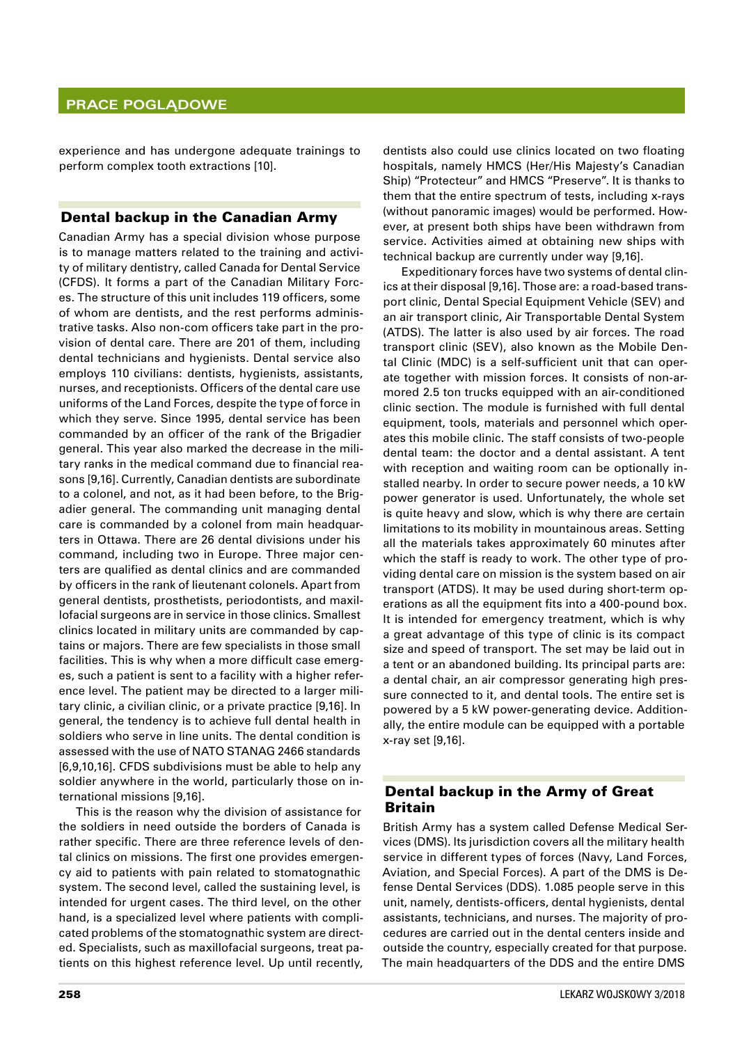experience and has undergone adequate trainings to perform complex tooth extractions [10].

## Dental backup in the Canadian Army

Canadian Army has a special division whose purpose is to manage matters related to the training and activity of military dentistry, called Canada for Dental Service (CFDS). It forms a part of the Canadian Military Forces. The structure of this unit includes 119 officers, some of whom are dentists, and the rest performs administrative tasks. Also non-com officers take part in the provision of dental care. There are 201 of them, including dental technicians and hygienists. Dental service also employs 110 civilians: dentists, hygienists, assistants, nurses, and receptionists. Officers of the dental care use uniforms of the Land Forces, despite the type of force in which they serve. Since 1995, dental service has been commanded by an officer of the rank of the Brigadier general. This year also marked the decrease in the military ranks in the medical command due to financial reasons [9,16]. Currently, Canadian dentists are subordinate to a colonel, and not, as it had been before, to the Brigadier general. The commanding unit managing dental care is commanded by a colonel from main headquarters in Ottawa. There are 26 dental divisions under his command, including two in Europe. Three major centers are qualified as dental clinics and are commanded by officers in the rank of lieutenant colonels. Apart from general dentists, prosthetists, periodontists, and maxillofacial surgeons are in service in those clinics. Smallest clinics located in military units are commanded by captains or majors. There are few specialists in those small facilities. This is why when a more difficult case emerges, such a patient is sent to a facility with a higher reference level. The patient may be directed to a larger military clinic, a civilian clinic, or a private practice [9,16]. In general, the tendency is to achieve full dental health in soldiers who serve in line units. The dental condition is assessed with the use of NATO STANAG 2466 standards [6,9,10,16]. CFDS subdivisions must be able to help any soldier anywhere in the world, particularly those on international missions [9,16].

This is the reason why the division of assistance for the soldiers in need outside the borders of Canada is rather specific. There are three reference levels of dental clinics on missions. The first one provides emergency aid to patients with pain related to stomatognathic system. The second level, called the sustaining level, is intended for urgent cases. The third level, on the other hand, is a specialized level where patients with complicated problems of the stomatognathic system are directed. Specialists, such as maxillofacial surgeons, treat patients on this highest reference level. Up until recently, dentists also could use clinics located on two floating hospitals, namely HMCS (Her/His Majesty's Canadian Ship) "Protecteur" and HMCS "Preserve". It is thanks to them that the entire spectrum of tests, including x-rays (without panoramic images) would be performed. However, at present both ships have been withdrawn from service. Activities aimed at obtaining new ships with technical backup are currently under way [9,16].

Expeditionary forces have two systems of dental clinics at their disposal [9,16]. Those are: a road-based transport clinic, Dental Special Equipment Vehicle (SEV) and an air transport clinic, Air Transportable Dental System (ATDS). The latter is also used by air forces. The road transport clinic (SEV), also known as the Mobile Dental Clinic (MDC) is a self-sufficient unit that can operate together with mission forces. It consists of non-armored 2.5 ton trucks equipped with an air-conditioned clinic section. The module is furnished with full dental equipment, tools, materials and personnel which operates this mobile clinic. The staff consists of two-people dental team: the doctor and a dental assistant. A tent with reception and waiting room can be optionally installed nearby. In order to secure power needs, a 10 kW power generator is used. Unfortunately, the whole set is quite heavy and slow, which is why there are certain limitations to its mobility in mountainous areas. Setting all the materials takes approximately 60 minutes after which the staff is ready to work. The other type of providing dental care on mission is the system based on air transport (ATDS). It may be used during short-term operations as all the equipment fits into a 400-pound box. It is intended for emergency treatment, which is why a great advantage of this type of clinic is its compact size and speed of transport. The set may be laid out in a tent or an abandoned building. Its principal parts are: a dental chair, an air compressor generating high pressure connected to it, and dental tools. The entire set is powered by a 5 kW power-generating device. Additionally, the entire module can be equipped with a portable x-ray set [9,16].

## Dental backup in the Army of Great Britain

British Army has a system called Defense Medical Services (DMS). Its jurisdiction covers all the military health service in different types of forces (Navy, Land Forces, Aviation, and Special Forces). A part of the DMS is Defense Dental Services (DDS). 1.085 people serve in this unit, namely, dentists-officers, dental hygienists, dental assistants, technicians, and nurses. The majority of procedures are carried out in the dental centers inside and outside the country, especially created for that purpose. The main headquarters of the DDS and the entire DMS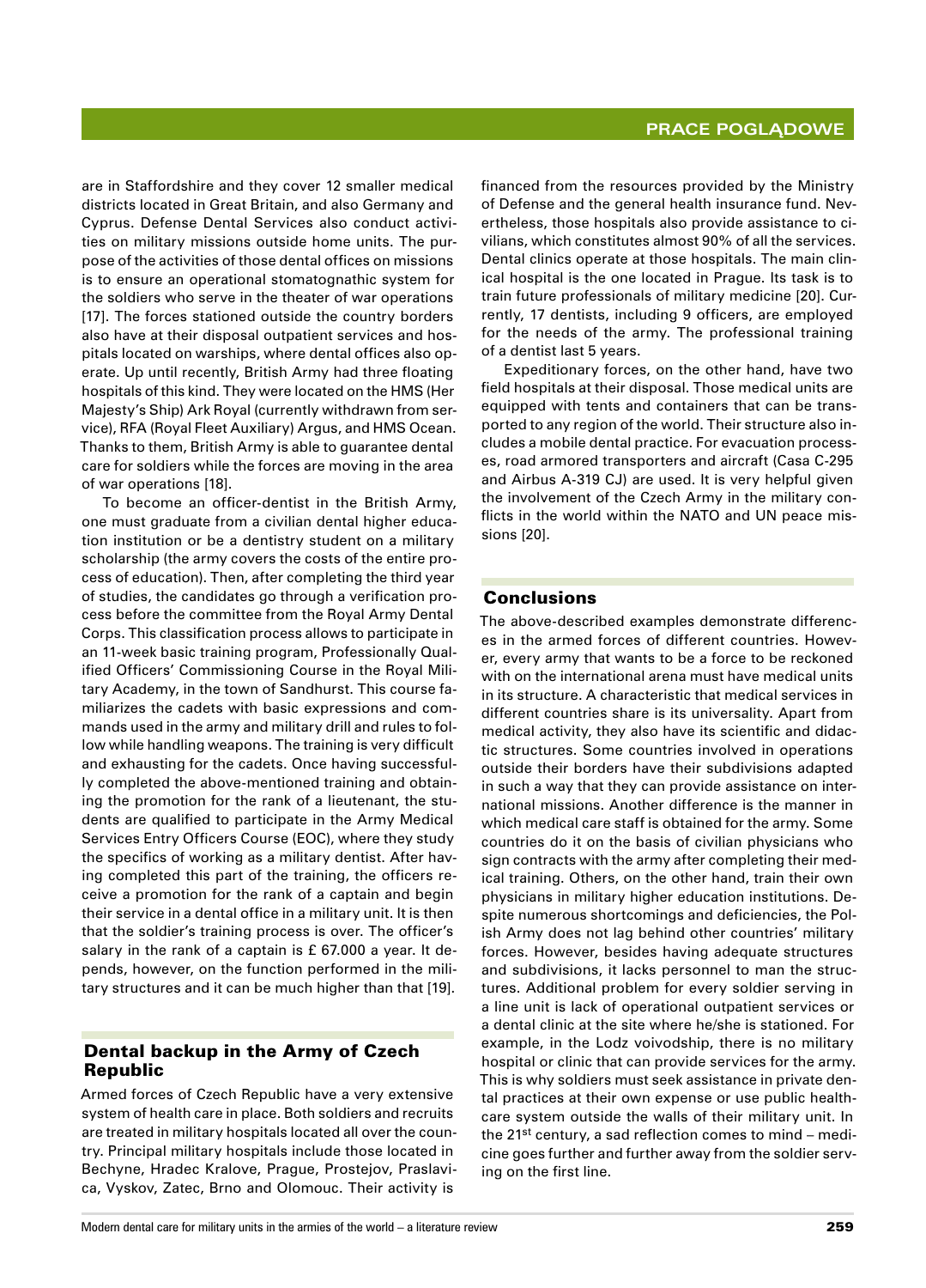are in Staffordshire and they cover 12 smaller medical districts located in Great Britain, and also Germany and Cyprus. Defense Dental Services also conduct activities on military missions outside home units. The purpose of the activities of those dental offices on missions is to ensure an operational stomatognathic system for the soldiers who serve in the theater of war operations [17]. The forces stationed outside the country borders also have at their disposal outpatient services and hospitals located on warships, where dental offices also operate. Up until recently, British Army had three floating hospitals of this kind. They were located on the HMS (Her Majesty's Ship) Ark Royal (currently withdrawn from service), RFA (Royal Fleet Auxiliary) Argus, and HMS Ocean. Thanks to them, British Army is able to guarantee dental care for soldiers while the forces are moving in the area of war operations [18].

To become an officer-dentist in the British Army, one must graduate from a civilian dental higher education institution or be a dentistry student on a military scholarship (the army covers the costs of the entire process of education). Then, after completing the third year of studies, the candidates go through a verification process before the committee from the Royal Army Dental Corps. This classification process allows to participate in an 11-week basic training program, Professionally Qualified Officers' Commissioning Course in the Royal Military Academy, in the town of Sandhurst. This course familiarizes the cadets with basic expressions and commands used in the army and military drill and rules to follow while handling weapons. The training is very difficult and exhausting for the cadets. Once having successfully completed the above-mentioned training and obtaining the promotion for the rank of a lieutenant, the students are qualified to participate in the Army Medical Services Entry Officers Course (EOC), where they study the specifics of working as a military dentist. After having completed this part of the training, the officers receive a promotion for the rank of a captain and begin their service in a dental office in a military unit. It is then that the soldier's training process is over. The officer's salary in the rank of a captain is £ 67.000 a year. It depends, however, on the function performed in the military structures and it can be much higher than that [19].

## Dental backup in the Army of Czech Republic

Armed forces of Czech Republic have a very extensive system of health care in place. Both soldiers and recruits are treated in military hospitals located all over the country. Principal military hospitals include those located in Bechyne, Hradec Kralove, Prague, Prostejov, Praslavica, Vyskov, Zatec, Brno and Olomouc. Their activity is financed from the resources provided by the Ministry of Defense and the general health insurance fund. Nevertheless, those hospitals also provide assistance to civilians, which constitutes almost 90% of all the services. Dental clinics operate at those hospitals. The main clinical hospital is the one located in Prague. Its task is to train future professionals of military medicine [20]. Currently, 17 dentists, including 9 officers, are employed for the needs of the army. The professional training of a dentist last 5 years.

Expeditionary forces, on the other hand, have two field hospitals at their disposal. Those medical units are equipped with tents and containers that can be transported to any region of the world. Their structure also includes a mobile dental practice. For evacuation processes, road armored transports and aircraft (Casa C-295 and Airbus A-319 CJ) are used. It is very helpful given the involvement of the Czech Army in the military conflicts in the world within the NATO and UN peace missions [20].

## Conclusions

The above-described examples demonstrate differences in the armed forces of different countries. However, every army that wants to be a force to be reckoned with on the international arena must have medical units in its structure. A characteristic that medical services in different countries share is its universality. Apart from medical activity, they also have its scientific and didactic structures. Some countries involved in operations outside their borders have their subdivisions adapted in such a way that they can provide assistance on international missions. Another difference is the manner in which medical care staff is obtained for the army. Some countries do it on the basis of civilian physicians who sign contracts with the army after completing their medical training. Others, on the other hand, train their own physicians in military higher education institutions. Despite numerous shortcomings and deficiencies, the Polish Army does not lag behind other countries' military forces. However, besides having adequate structures and subdivisions, it lacks personnel to man the structures. Additional problem for every soldier serving in a line unit is lack of operational outpatient services or a dental clinic at the site where he/she is stationed. For example, in the Lodz voivodship, there is no military hospital or clinic that can provide services for the army. This is why soldiers must seek assistance in private dental practices at their own expense or use public healthcare system outside the walls of their military unit. In the 21st century, a sad reflection comes to mind – medicine goes further and further away from the soldier serving on the first line.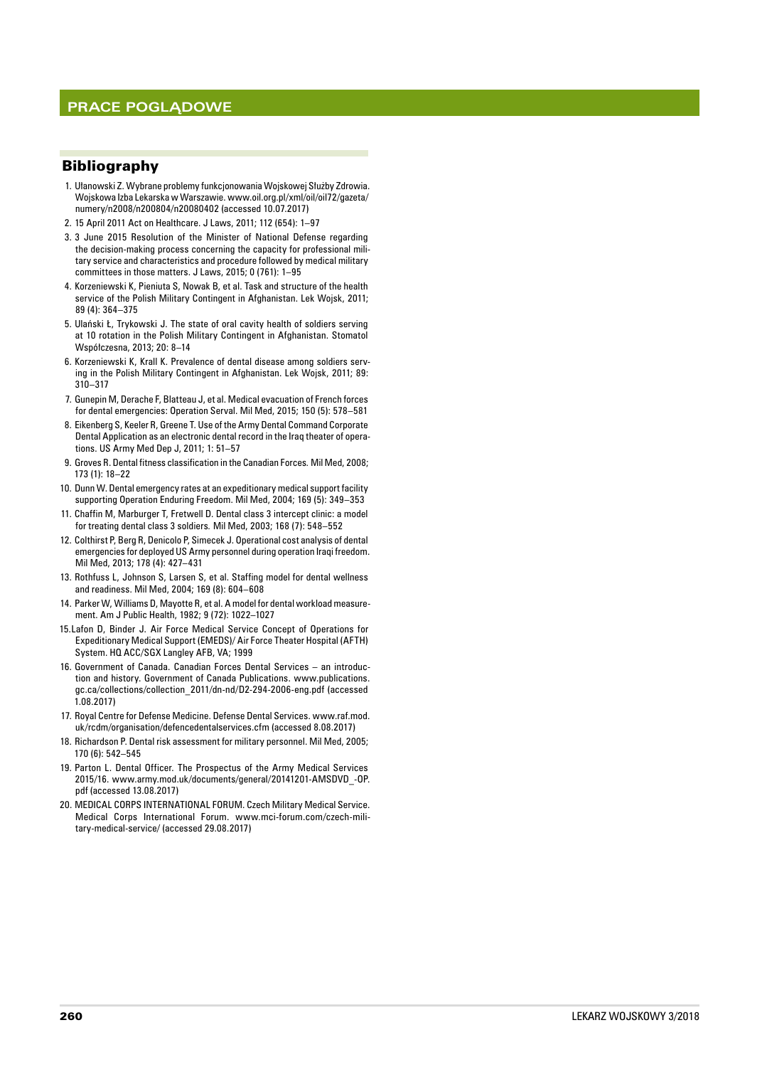## Bibliography

1. Ułanowski Z. Wybrane problemy funkcjonowania Wojskowej Służby Zdrowia. Wojskowa Izba Lekarska w Warszawie. www.oil.org.pl/xml/oil/oil72/gazeta/numery/n2008/n200804/n20080402 (accessed 10.07.2017)
2. 15 April 2011 Act on Healthcare. J Laws, 2011; 112 (654): 1–97
3. 3 June 2015 Resolution of the Minister of National Defense regarding the decision-making process concerning the capacity for professional military service and characteristics and procedure followed by medical military committees in those matters. J Laws, 2015; 0 (761): 1–95
4. Korzeniewski K, Pieniuta S, Nowak B, et al. Task and structure of the health service of the Polish Military Contingent in Afghanistan. Lek Wojsk, 2011; 89 (4): 364–375
5. Ulański Ł, Trykowski J. The state of oral cavity health of soldiers serving at 10 rotation in the Polish Military Contingent in Afghanistan. Stomatol Współczesna, 2013; 20: 8–14
6. Korzeniewski K, Krall K. Prevalence of dental disease among soldiers serving in the Polish Military Contingent in Afghanistan. Lek Wojsk, 2011; 89: 310–317
7. Gunepin M, Derache F, Blatteau J, et al. Medical evacuation of French forces for dental emergencies: Operation Serval. Mil Med, 2015; 150 (5): 578–581
8. Eikenberg S, Keeler R, Greene T. Use of the Army Dental Command Corporate Dental Application as an electronic dental record in the Iraq theater of operations. US Army Med Dep J, 2011; 1: 51–57
9. Groves R. Dental fitness classification in the Canadian Forces. Mil Med, 2008; 173 (1): 18–22
10. Dunn W. Dental emergency rates at an expeditionary medical support facility supporting Operation Enduring Freedom. Mil Med, 2004; 169 (5): 349–353
11. Chaffin M, Marburger T, Fretwell D. Dental class 3 intercept clinic: a model for treating dental class 3 soldiers. Mil Med, 2003; 168 (7): 548–552
12. Colthirst P, Berg R, Denicolo P, Simecek J. Operational cost analysis of dental emergencies for deployed US Army personnel during operation Iraqi freedom. Mil Med, 2013; 178 (4): 427–431
13. Rothfuss L, Johnson S, Larsen S, et al. Staffing model for dental wellness and readiness. Mil Med, 2004; 169 (8): 604–608
14. Parker W, Williams D, Mayotte R, et al. A model for dental workload measurement. Am J Public Health, 1982; 9 (72): 1022–1027
15. Lafon D, Binder J. Air Force Medical Service Concept of Operations for Expeditionary Medical Support (EMEDS)/ Air Force Theater Hospital (AFTH) System. HQ ACC/SGX Langley AFB, VA; 1999
16. Government of Canada. Canadian Forces Dental Services – an introduction and history. Government of Canada Publications. www.publications.gc.ca/collections/collection_2011/dn-nd/D2-294-2006-eng.pdf (accessed 1.08.2017)
17. Royal Centre for Defense Medicine. Defense Dental Services. www.raf.mod.uk/rcdm/organisation/defencedentalservices.cfm (accessed 8.08.2017)
18. Richardson P. Dental risk assessment for military personnel. Mil Med, 2005; 170 (6): 542–545
19. Parton L. Dental Officer. The Prospectus of the Army Medical Services 2015/16. www.army.mod.uk/documents/general/20141201-AMSDVD_-OP.pdf (accessed 13.08.2017)
20. MEDICAL CORPS INTERNATIONAL FORUM. Czech Military Medical Service. Medical Corps International Forum. www.mci-forum.com/czech-military-medical-service/ (accessed 29.08.2017)